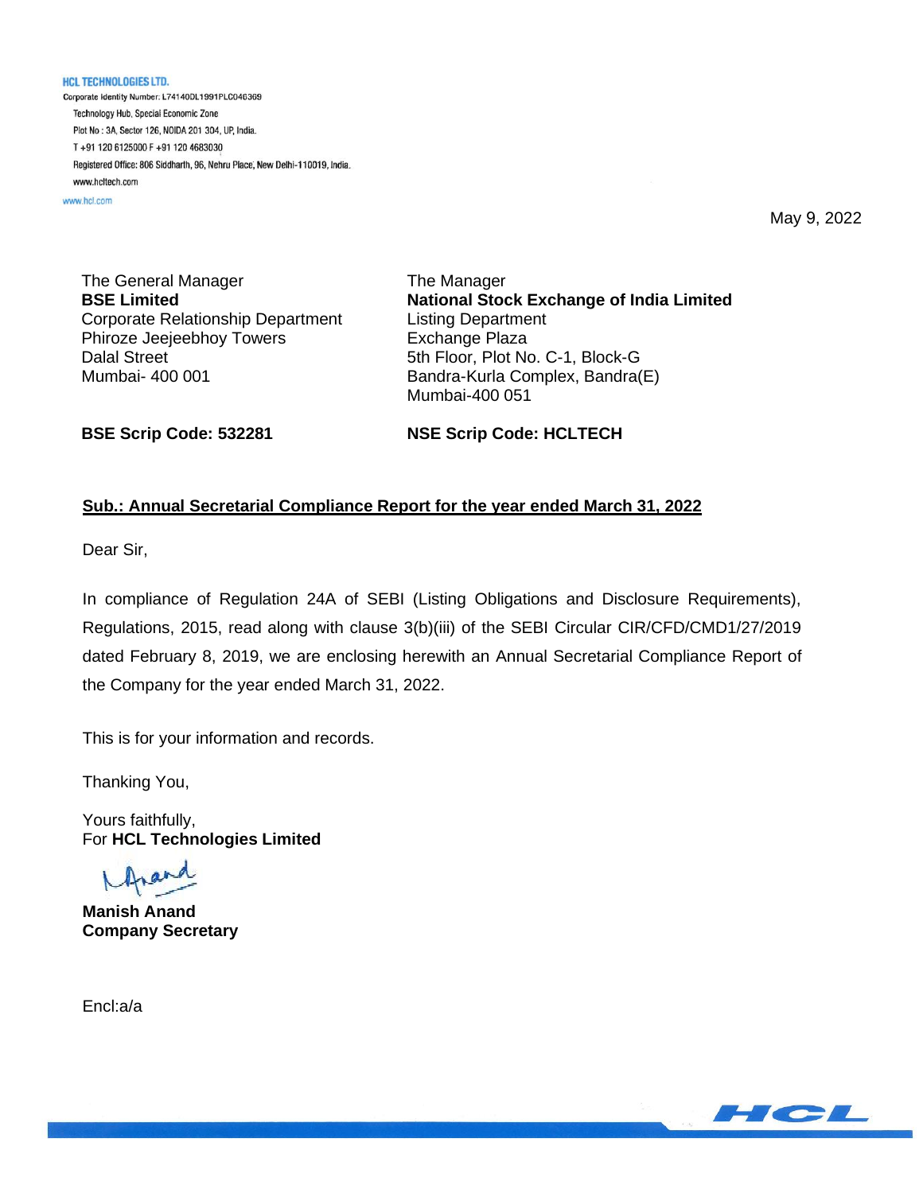**HCL TECHNOLOGIES LTD.**

Corporate Identity Number: L74140DL1991PLC046369

Technology Hub, Special Economic Zone

Plot No : 3A, Sector 126, NOIDA 201 304, UP, India.

T +91 120 6125000 F +91 120 4683030

Registered Office: 806 Siddharth, 96, Nehru Place, New Delhi-110019, India.

www.hcltech.com

www.hcl.com

May 9, 2022

The General Manager
**BSE Limited**
Corporate Relationship Department
Phiroze Jeejeebhoy Towers
Dalal Street
Mumbai- 400 001

**BSE Scrip Code: 532281**

The Manager
**National Stock Exchange of India Limited**
Listing Department
Exchange Plaza
5th Floor, Plot No. C-1, Block-G
Bandra-Kurla Complex, Bandra(E)
Mumbai-400 051

**NSE Scrip Code: HCLTECH**

**Sub.: Annual Secretarial Compliance Report for the year ended March 31, 2022**

Dear Sir,

In compliance of Regulation 24A of SEBI (Listing Obligations and Disclosure Requirements), Regulations, 2015, read along with clause 3(b)(iii) of the SEBI Circular CIR/CFD/CMD1/27/2019 dated February 8, 2019, we are enclosing herewith an Annual Secretarial Compliance Report of the Company for the year ended March 31, 2022.

This is for your information and records.

Thanking You,

Yours faithfully,
For **HCL Technologies Limited**

**Manish Anand**
**Company Secretary**

Encl:a/a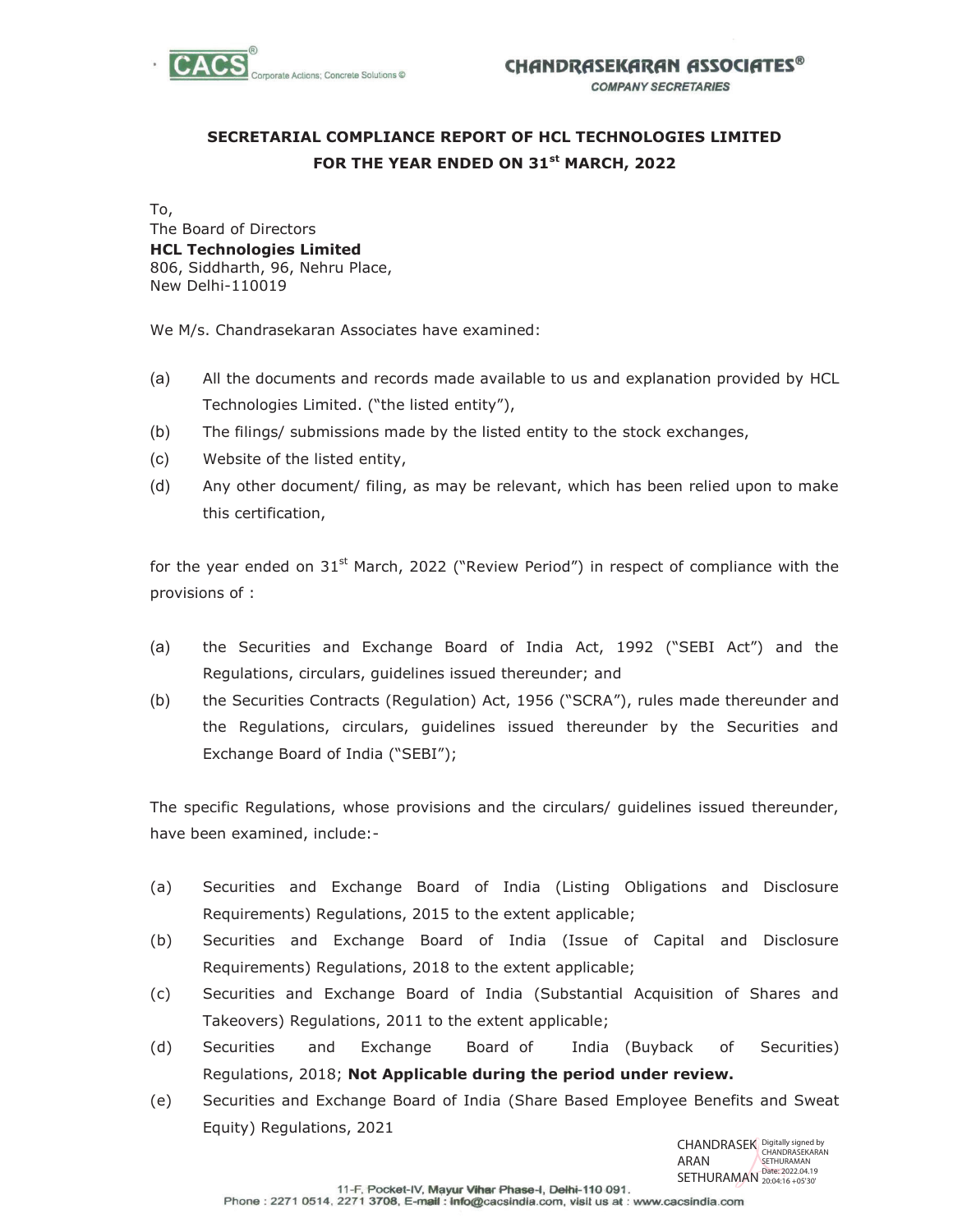## SECRETARIAL COMPLIANCE REPORT OF HCL TECHNOLOGIES LIMITED FOR THE YEAR ENDED ON 31st MARCH, 2022

To,
The Board of Directors
**HCL Technologies Limited**
806, Siddharth, 96, Nehru Place,
New Delhi-110019

We M/s. Chandrasekaran Associates have examined:

(a) All the documents and records made available to us and explanation provided by HCL Technologies Limited. ("the listed entity"),

(b) The filings/ submissions made by the listed entity to the stock exchanges,

(c) Website of the listed entity,

(d) Any other document/ filing, as may be relevant, which has been relied upon to make this certification,

for the year ended on 31st March, 2022 ("Review Period") in respect of compliance with the provisions of :

(a) the Securities and Exchange Board of India Act, 1992 ("SEBI Act") and the Regulations, circulars, guidelines issued thereunder; and

(b) the Securities Contracts (Regulation) Act, 1956 ("SCRA"), rules made thereunder and the Regulations, circulars, guidelines issued thereunder by the Securities and Exchange Board of India ("SEBI");

The specific Regulations, whose provisions and the circulars/ guidelines issued thereunder, have been examined, include:-

(a) Securities and Exchange Board of India (Listing Obligations and Disclosure Requirements) Regulations, 2015 to the extent applicable;

(b) Securities and Exchange Board of India (Issue of Capital and Disclosure Requirements) Regulations, 2018 to the extent applicable;

(c) Securities and Exchange Board of India (Substantial Acquisition of Shares and Takeovers) Regulations, 2011 to the extent applicable;

(d) Securities and Exchange Board of India (Buyback of Securities) Regulations, 2018; **Not Applicable during the period under review.**

(e) Securities and Exchange Board of India (Share Based Employee Benefits and Sweat Equity) Regulations, 2021

CHANDRASEKARAN SETHURAMAN
Digitally signed by CHANDRASEKARAN SETHURAMAN
Date: 2022.04.19 20:04:16 +05'30'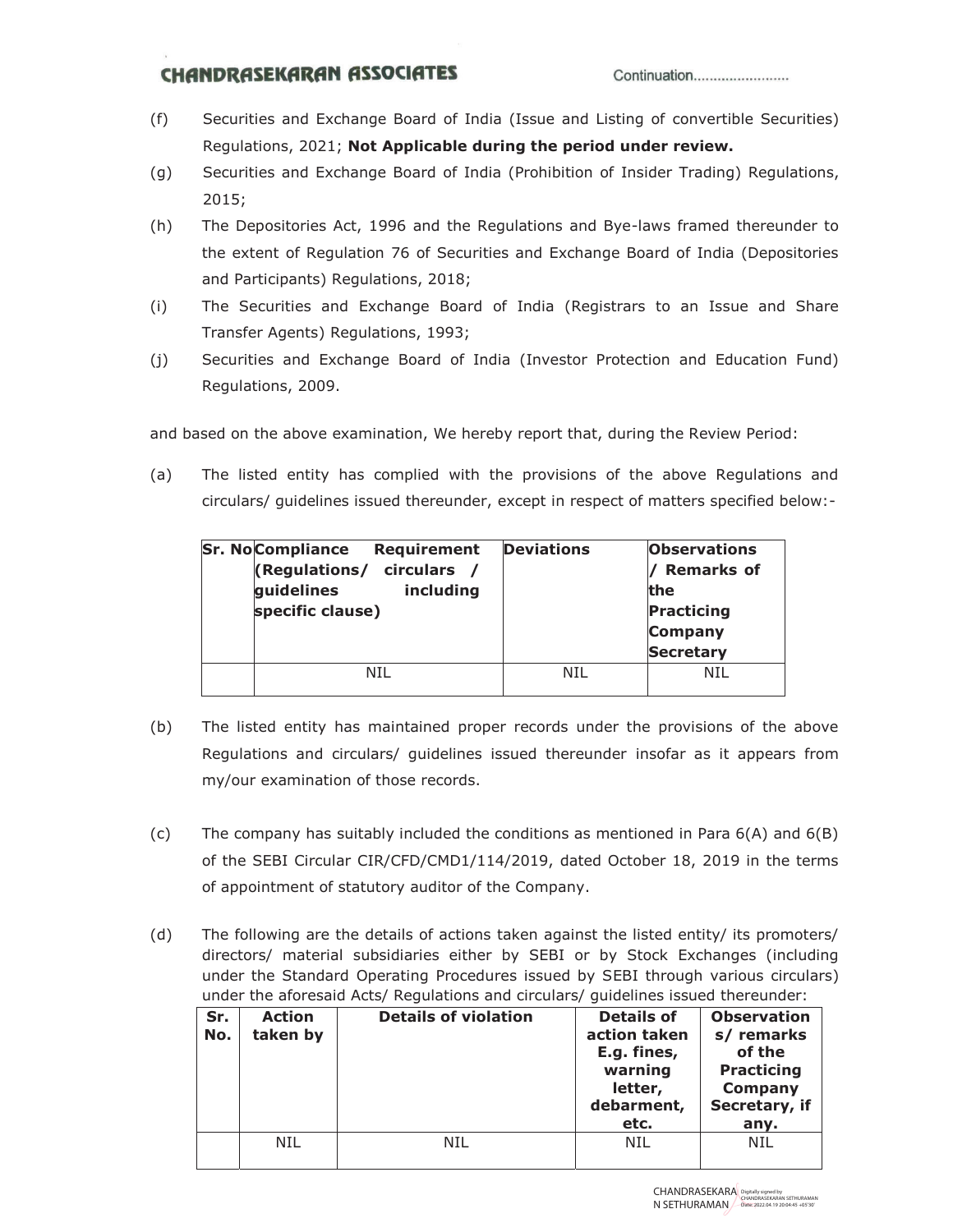(f) Securities and Exchange Board of India (Issue and Listing of convertible Securities) Regulations, 2021; **Not Applicable during the period under review.**

(g) Securities and Exchange Board of India (Prohibition of Insider Trading) Regulations, 2015;

(h) The Depositories Act, 1996 and the Regulations and Bye-laws framed thereunder to the extent of Regulation 76 of Securities and Exchange Board of India (Depositories and Participants) Regulations, 2018;

(i) The Securities and Exchange Board of India (Registrars to an Issue and Share Transfer Agents) Regulations, 1993;

(j) Securities and Exchange Board of India (Investor Protection and Education Fund) Regulations, 2009.

and based on the above examination, We hereby report that, during the Review Period:

(a) The listed entity has complied with the provisions of the above Regulations and circulars/ guidelines issued thereunder, except in respect of matters specified below:-

| Sr. No | Compliance Requirement (Regulations/ circulars / guidelines including specific clause) | Deviations | Observations / Remarks of the Practicing Company Secretary |
|---|---|---|---|
| | NIL | NIL | NIL |

(b) The listed entity has maintained proper records under the provisions of the above Regulations and circulars/ guidelines issued thereunder insofar as it appears from my/our examination of those records.

(c) The company has suitably included the conditions as mentioned in Para 6(A) and 6(B) of the SEBI Circular CIR/CFD/CMD1/114/2019, dated October 18, 2019 in the terms of appointment of statutory auditor of the Company.

(d) The following are the details of actions taken against the listed entity/ its promoters/ directors/ material subsidiaries either by SEBI or by Stock Exchanges (including under the Standard Operating Procedures issued by SEBI through various circulars) under the aforesaid Acts/ Regulations and circulars/ guidelines issued thereunder:

| Sr. No. | Action taken by | Details of violation | Details of action taken E.g. fines, warning letter, debarment, etc. | Observations/ remarks of the Practicing Company Secretary, if any. |
|---|---|---|---|---|
| | NIL | NIL | NIL | NIL |

CHANDRASEKARAN SETHURAMAN Digitally signed by CHANDRASEKARAN SETHURAMAN Date: 2022.04.19 20:04:45 +05'30'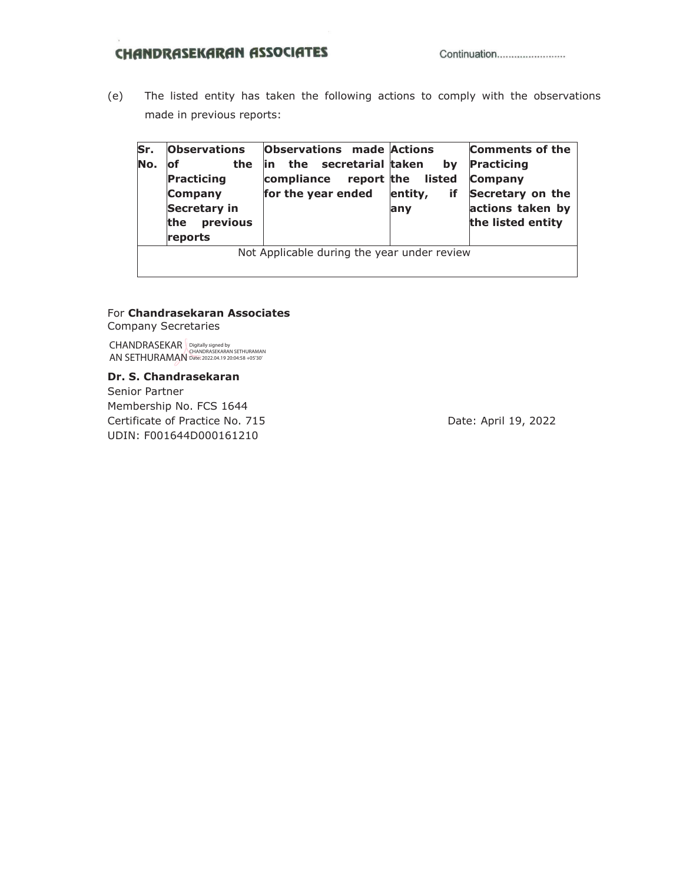(e) The listed entity has taken the following actions to comply with the observations made in previous reports:

| Sr. No. | Observations of the Practicing Company Secretary in the previous reports | Observations made in the secretarial compliance report for the year ended | Actions taken by the listed entity, if any | Comments of the Practicing Company Secretary on the actions taken by the listed entity |
|---|---|---|---|---|
| Not Applicable during the year under review | | | | |

For **Chandrasekaran Associates**
Company Secretaries

CHANDRASEKARAN SETHURAMAN Digitally signed by CHANDRASEKARAN SETHURAMAN Date: 2022.04.19 20:04:58 +05'30'

**Dr. S. Chandrasekaran**
Senior Partner
Membership No. FCS 1644
Certificate of Practice No. 715
UDIN: F001644D000161210

Date: April 19, 2022